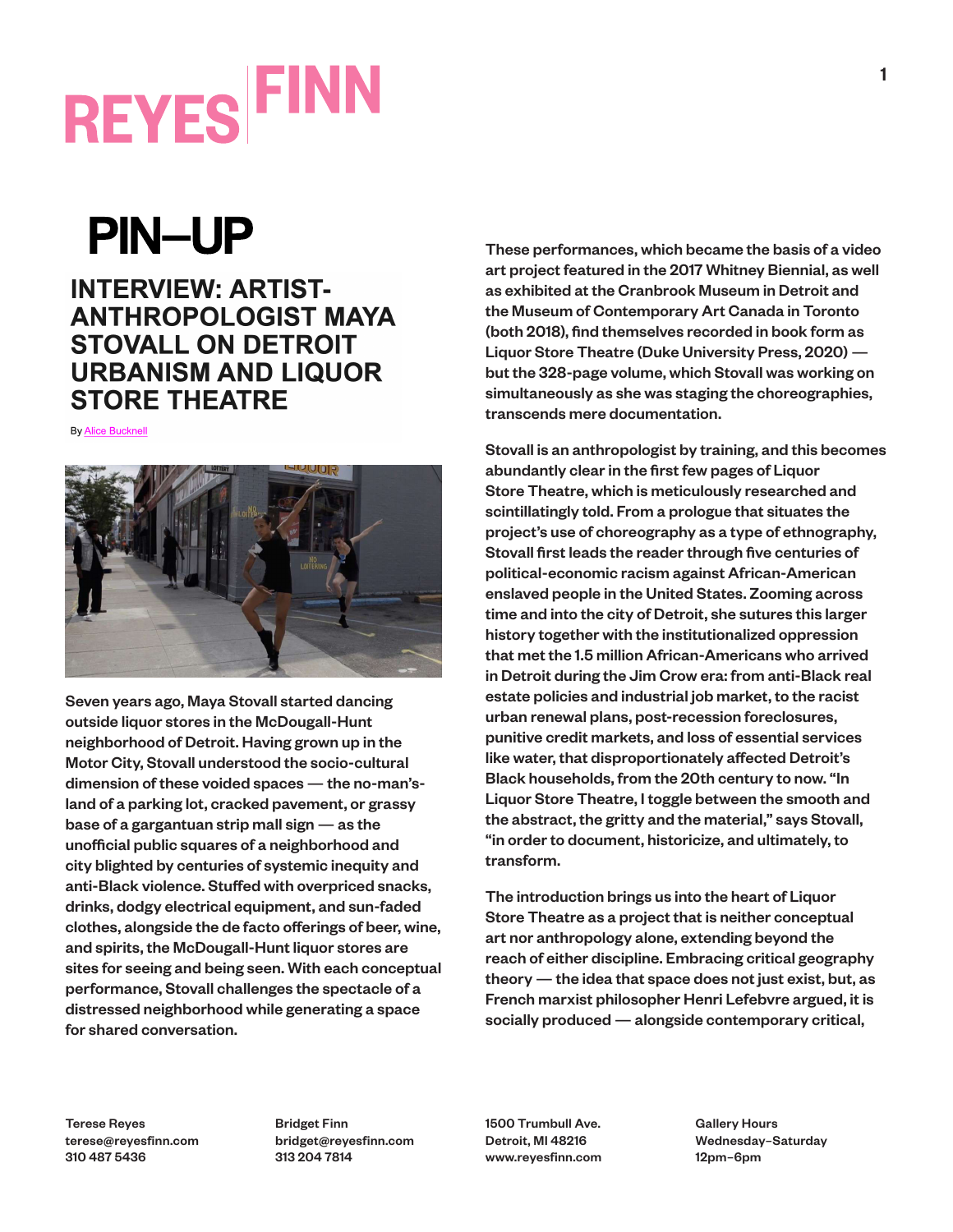# PIN–UP

## INTERVIEW: ARTIST-ANTHROPOLOGIST MAYA STOVALL ON DETROIT URBANISM AND LIQUOR STORE THEATRE

By Alice Bucknell

Seven years ago, Maya Stovall started dancing outside liquor stores in the McDougall-Hunt neighborhood of Detroit. Having grown up in the Motor City, Stovall understood the socio-cultural dimension of these voided spaces — the no-man's-land of a parking lot, cracked pavement, or grassy base of a gargantuan strip mall sign — as the unofficial public squares of a neighborhood and city blighted by centuries of systemic inequity and anti-Black violence. Stuffed with overpriced snacks, drinks, dodgy electrical equipment, and sun-faded clothes, alongside the de facto offerings of beer, wine, and spirits, the McDougall-Hunt liquor stores are sites for seeing and being seen. With each conceptual performance, Stovall challenges the spectacle of a distressed neighborhood while generating a space for shared conversation.

These performances, which became the basis of a video art project featured in the 2017 Whitney Biennial, as well as exhibited at the Cranbrook Museum in Detroit and the Museum of Contemporary Art Canada in Toronto (both 2018), find themselves recorded in book form as Liquor Store Theatre (Duke University Press, 2020) — but the 328-page volume, which Stovall was working on simultaneously as she was staging the choreographies, transcends mere documentation.

Stovall is an anthropologist by training, and this becomes abundantly clear in the first few pages of Liquor Store Theatre, which is meticulously researched and scintillatingly told. From a prologue that situates the project's use of choreography as a type of ethnography, Stovall first leads the reader through five centuries of political-economic racism against African-American enslaved people in the United States. Zooming across time and into the city of Detroit, she sutures this larger history together with the institutionalized oppression that met the 1.5 million African-Americans who arrived in Detroit during the Jim Crow era: from anti-Black real estate policies and industrial job market, to the racist urban renewal plans, post-recession foreclosures, punitive credit markets, and loss of essential services like water, that disproportionately affected Detroit's Black households, from the 20th century to now. "In Liquor Store Theatre, I toggle between the smooth and the abstract, the gritty and the material," says Stovall, "in order to document, historicize, and ultimately, to transform.

The introduction brings us into the heart of Liquor Store Theatre as a project that is neither conceptual art nor anthropology alone, extending beyond the reach of either discipline. Embracing critical geography theory — the idea that space does not just exist, but, as French marxist philosopher Henri Lefebvre argued, it is socially produced — alongside contemporary critical,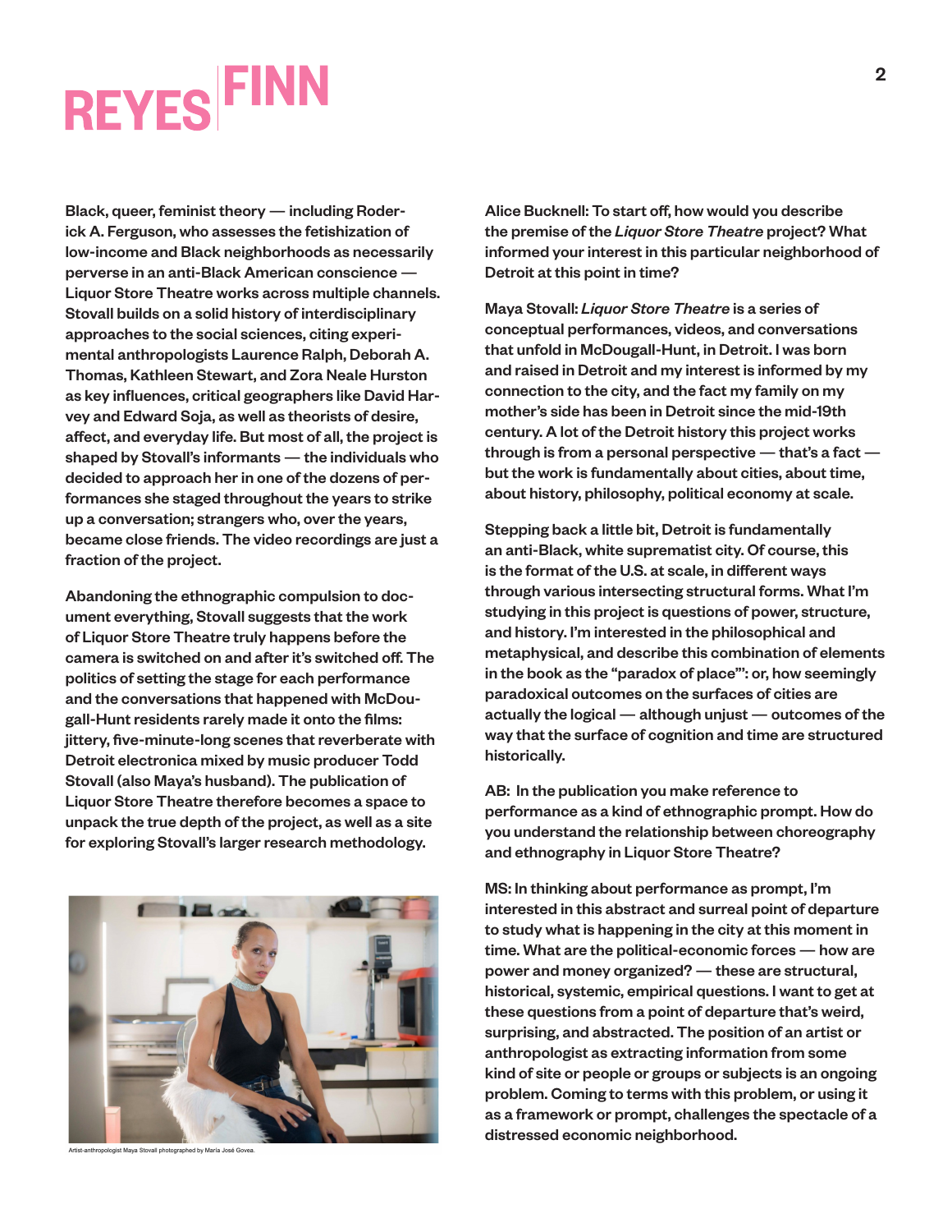Black, queer, feminist theory — including Roderick A. Ferguson, who assesses the fetishization of low-income and Black neighborhoods as necessarily perverse in an anti-Black American conscience — Liquor Store Theatre works across multiple channels. Stovall builds on a solid history of interdisciplinary approaches to the social sciences, citing experimental anthropologists Laurence Ralph, Deborah A. Thomas, Kathleen Stewart, and Zora Neale Hurston as key influences, critical geographers like David Harvey and Edward Soja, as well as theorists of desire, affect, and everyday life. But most of all, the project is shaped by Stovall's informants — the individuals who decided to approach her in one of the dozens of performances she staged throughout the years to strike up a conversation; strangers who, over the years, became close friends. The video recordings are just a fraction of the project.

Abandoning the ethnographic compulsion to document everything, Stovall suggests that the work of Liquor Store Theatre truly happens before the camera is switched on and after it's switched off. The politics of setting the stage for each performance and the conversations that happened with McDougall-Hunt residents rarely made it onto the films: jittery, five-minute-long scenes that reverberate with Detroit electronica mixed by music producer Todd Stovall (also Maya's husband). The publication of Liquor Store Theatre therefore becomes a space to unpack the true depth of the project, as well as a site for exploring Stovall's larger research methodology.

Artist-anthropologist Maya Stovall photographed by María José Govea.

Alice Bucknell: To start off, how would you describe the premise of the *Liquor Store Theatre* project? What informed your interest in this particular neighborhood of Detroit at this point in time?

Maya Stovall: *Liquor Store Theatre* is a series of conceptual performances, videos, and conversations that unfold in McDougall-Hunt, in Detroit. I was born and raised in Detroit and my interest is informed by my connection to the city, and the fact my family on my mother's side has been in Detroit since the mid-19th century. A lot of the Detroit history this project works through is from a personal perspective — that's a fact — but the work is fundamentally about cities, about time, about history, philosophy, political economy at scale.

Stepping back a little bit, Detroit is fundamentally an anti-Black, white supremacist city. Of course, this is the format of the U.S. at scale, in different ways through various intersecting structural forms. What I'm studying in this project is questions of power, structure, and history. I'm interested in the philosophical and metaphysical, and describe this combination of elements in the book as the "paradox of place"': or, how seemingly paradoxical outcomes on the surfaces of cities are actually the logical — although unjust — outcomes of the way that the surface of cognition and time are structured historically.

AB: In the publication you make reference to performance as a kind of ethnographic prompt. How do you understand the relationship between choreography and ethnography in Liquor Store Theatre?

MS: In thinking about performance as prompt, I'm interested in this abstract and surreal point of departure to study what is happening in the city at this moment in time. What are the political-economic forces — how are power and money organized? — these are structural, historical, systemic, empirical questions. I want to get at these questions from a point of departure that's weird, surprising, and abstracted. The position of an artist or anthropologist as extracting information from some kind of site or people or groups or subjects is an ongoing problem. Coming to terms with this problem, or using it as a framework or prompt, challenges the spectacle of a distressed economic neighborhood.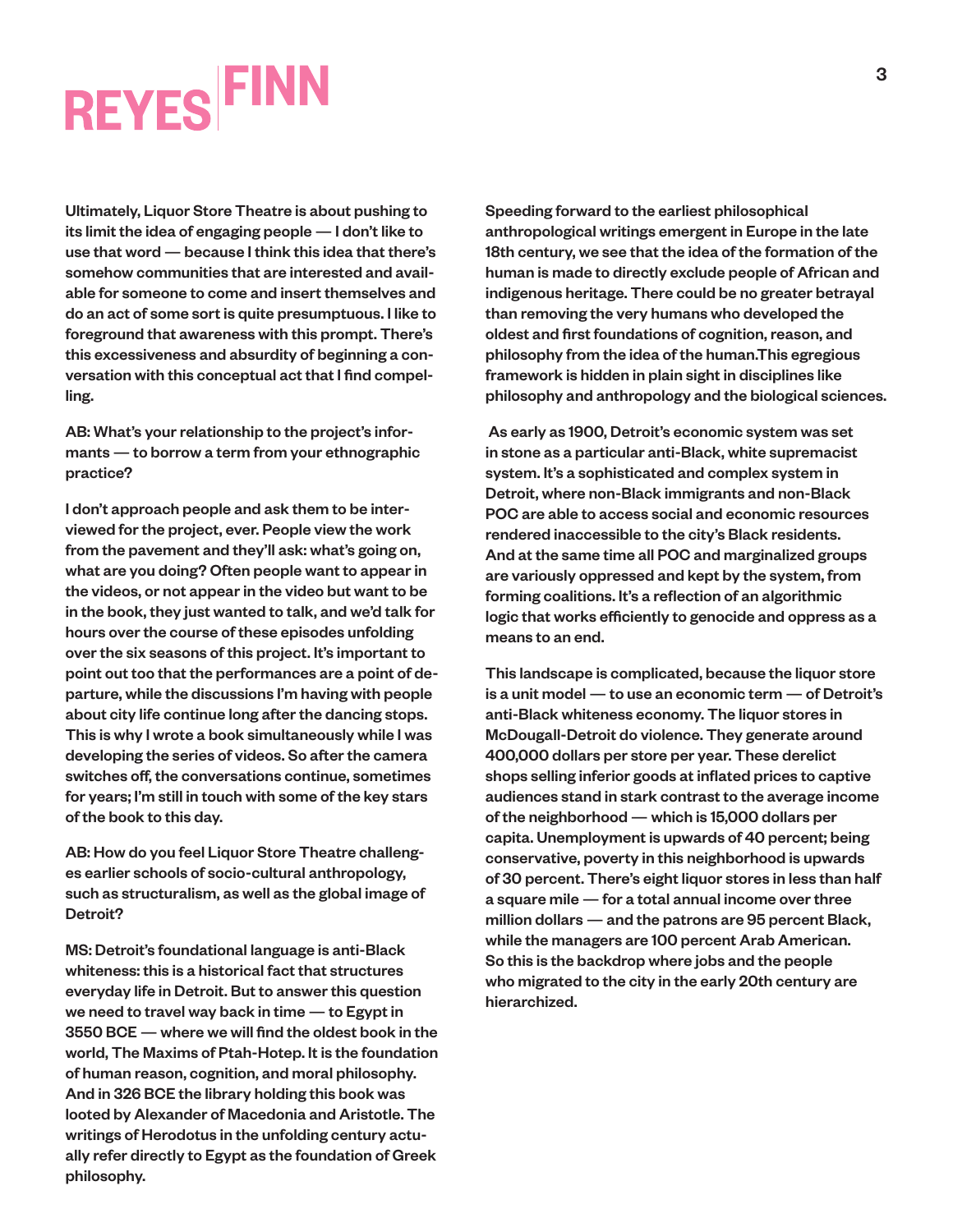Ultimately, Liquor Store Theatre is about pushing to its limit the idea of engaging people — I don't like to use that word — because I think this idea that there's somehow communities that are interested and available for someone to come and insert themselves and do an act of some sort is quite presumptuous. I like to foreground that awareness with this prompt. There's this excessiveness and absurdity of beginning a conversation with this conceptual act that I find compelling.

AB: What's your relationship to the project's informants — to borrow a term from your ethnographic practice?

I don't approach people and ask them to be interviewed for the project, ever. People view the work from the pavement and they'll ask: what's going on, what are you doing? Often people want to appear in the videos, or not appear in the video but want to be in the book, they just wanted to talk, and we'd talk for hours over the course of these episodes unfolding over the six seasons of this project. It's important to point out too that the performances are a point of departure, while the discussions I'm having with people about city life continue long after the dancing stops. This is why I wrote a book simultaneously while I was developing the series of videos. So after the camera switches off, the conversations continue, sometimes for years; I'm still in touch with some of the key stars of the book to this day.

AB: How do you feel Liquor Store Theatre challenges earlier schools of socio-cultural anthropology, such as structuralism, as well as the global image of Detroit?

MS: Detroit's foundational language is anti-Black whiteness: this is a historical fact that structures everyday life in Detroit. But to answer this question we need to travel way back in time — to Egypt in 3550 BCE — where we will find the oldest book in the world, The Maxims of Ptah-Hotep. It is the foundation of human reason, cognition, and moral philosophy. And in 326 BCE the library holding this book was looted by Alexander of Macedonia and Aristotle. The writings of Herodotus in the unfolding century actually refer directly to Egypt as the foundation of Greek philosophy.

Speeding forward to the earliest philosophical anthropological writings emergent in Europe in the late 18th century, we see that the idea of the formation of the human is made to directly exclude people of African and indigenous heritage. There could be no greater betrayal than removing the very humans who developed the oldest and first foundations of cognition, reason, and philosophy from the idea of the human.This egregious framework is hidden in plain sight in disciplines like philosophy and anthropology and the biological sciences.

As early as 1900, Detroit's economic system was set in stone as a particular anti-Black, white supremacist system. It's a sophisticated and complex system in Detroit, where non-Black immigrants and non-Black POC are able to access social and economic resources rendered inaccessible to the city's Black residents. And at the same time all POC and marginalized groups are variously oppressed and kept by the system, from forming coalitions. It's a reflection of an algorithmic logic that works efficiently to genocide and oppress as a means to an end.

This landscape is complicated, because the liquor store is a unit model — to use an economic term — of Detroit's anti-Black whiteness economy. The liquor stores in McDougall-Detroit do violence. They generate around 400,000 dollars per store per year. These derelict shops selling inferior goods at inflated prices to captive audiences stand in stark contrast to the average income of the neighborhood — which is 15,000 dollars per capita. Unemployment is upwards of 40 percent; being conservative, poverty in this neighborhood is upwards of 30 percent. There's eight liquor stores in less than half a square mile — for a total annual income over three million dollars — and the patrons are 95 percent Black, while the managers are 100 percent Arab American. So this is the backdrop where jobs and the people who migrated to the city in the early 20th century are hierarchized.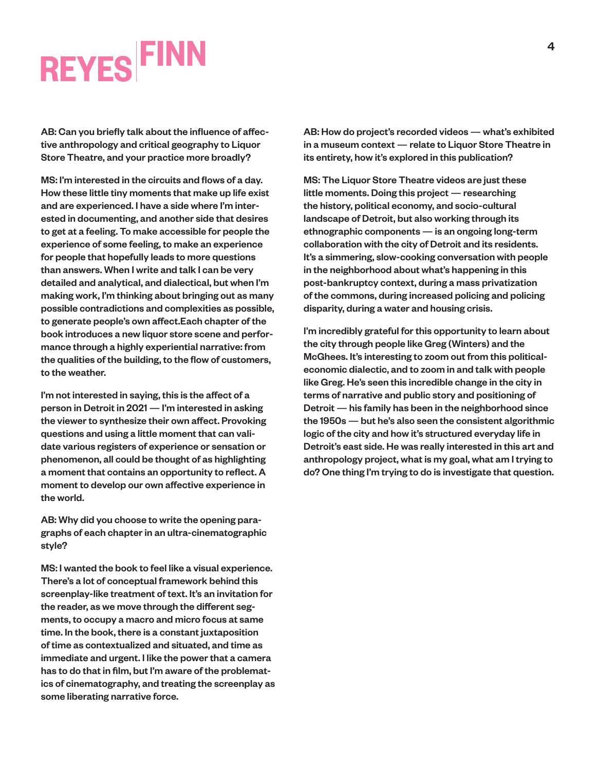**AB: Can you briefly talk about the influence of affective anthropology and critical geography to Liquor Store Theatre, and your practice more broadly?**

MS: I'm interested in the circuits and flows of a day. How these little tiny moments that make up life exist and are experienced. I have a side where I'm interested in documenting, and another side that desires to get at a feeling. To make accessible for people the experience of some feeling, to make an experience for people that hopefully leads to more questions than answers. When I write and talk I can be very detailed and analytical, and dialectical, but when I'm making work, I'm thinking about bringing out as many possible contradictions and complexities as possible, to generate people's own affect.Each chapter of the book introduces a new liquor store scene and performance through a highly experiential narrative: from the qualities of the building, to the flow of customers, to the weather.

I'm not interested in saying, this is the affect of a person in Detroit in 2021 — I'm interested in asking the viewer to synthesize their own affect. Provoking questions and using a little moment that can validate various registers of experience or sensation or phenomenon, all could be thought of as highlighting a moment that contains an opportunity to reflect. A moment to develop our own affective experience in the world.

**AB: Why did you choose to write the opening paragraphs of each chapter in an ultra-cinematographic style?**

MS: I wanted the book to feel like a visual experience. There's a lot of conceptual framework behind this screenplay-like treatment of text. It's an invitation for the reader, as we move through the different segments, to occupy a macro and micro focus at same time. In the book, there is a constant juxtaposition of time as contextualized and situated, and time as immediate and urgent. I like the power that a camera has to do that in film, but I'm aware of the problematics of cinematography, and treating the screenplay as some liberating narrative force.

**AB: How do project's recorded videos — what's exhibited in a museum context — relate to Liquor Store Theatre in its entirety, how it's explored in this publication?**

MS: The Liquor Store Theatre videos are just these little moments. Doing this project — researching the history, political economy, and socio-cultural landscape of Detroit, but also working through its ethnographic components — is an ongoing long-term collaboration with the city of Detroit and its residents. It's a simmering, slow-cooking conversation with people in the neighborhood about what's happening in this post-bankruptcy context, during a mass privatization of the commons, during increased policing and policing disparity, during a water and housing crisis.

I'm incredibly grateful for this opportunity to learn about the city through people like Greg (Winters) and the McGhees. It's interesting to zoom out from this political-economic dialectic, and to zoom in and talk with people like Greg. He's seen this incredible change in the city in terms of narrative and public story and positioning of Detroit — his family has been in the neighborhood since the 1950s — but he's also seen the consistent algorithmic logic of the city and how it's structured everyday life in Detroit's east side. He was really interested in this art and anthropology project, what is my goal, what am I trying to do? One thing I'm trying to do is investigate that question.